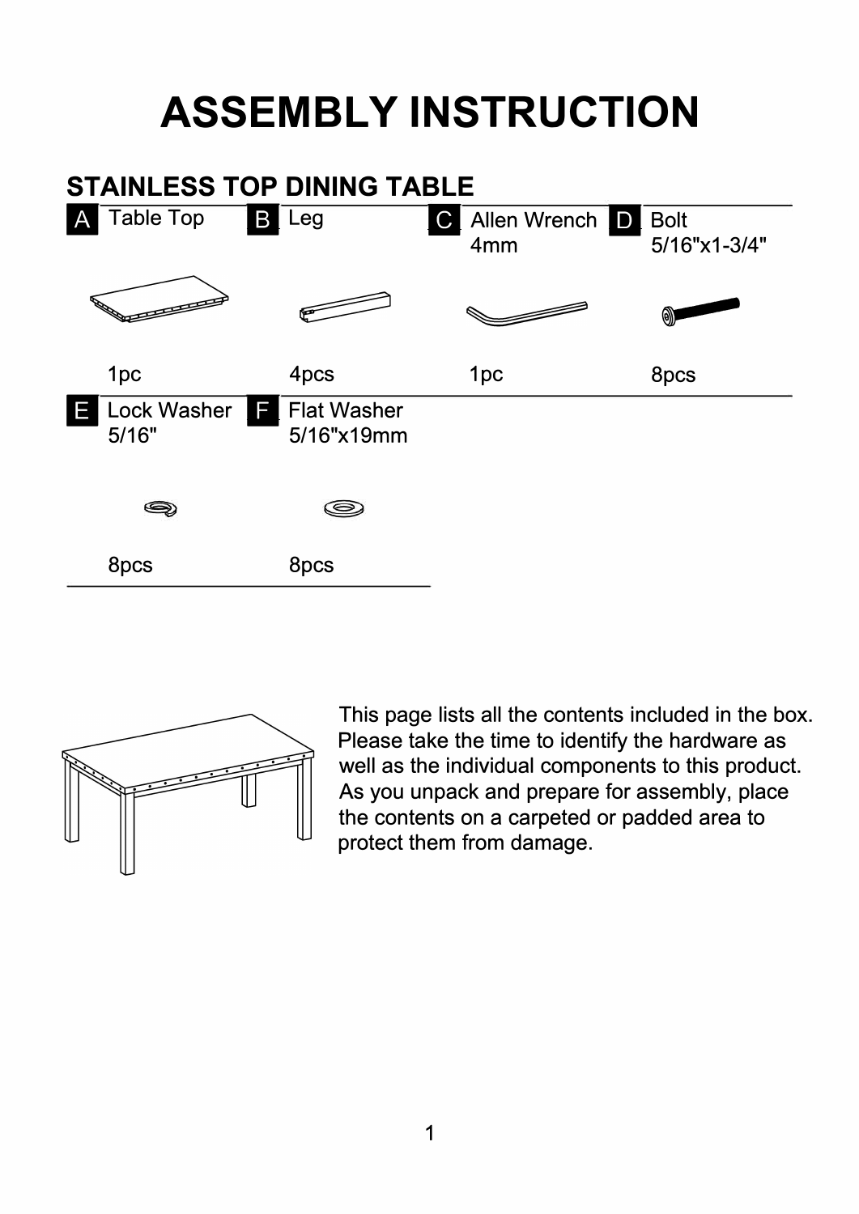# ASSEMBLY INSTRUCTION

## STAINLESS TOP DINING TABLE

| Part | Description | Quantity |
| --- | --- | --- |
| A | Table Top | 1pc |
| B | Leg | 4pcs |
| C | Allen Wrench 4mm | 1pc |
| D | Bolt 5/16"x1-3/4" | 8pcs |
| E | Lock Washer 5/16" | 8pcs |
| F | Flat Washer 5/16"x19mm | 8pcs |

This page lists all the contents included in the box. Please take the time to identify the hardware as well as the individual components to this product. As you unpack and prepare for assembly, place the contents on a carpeted or padded area to protect them from damage.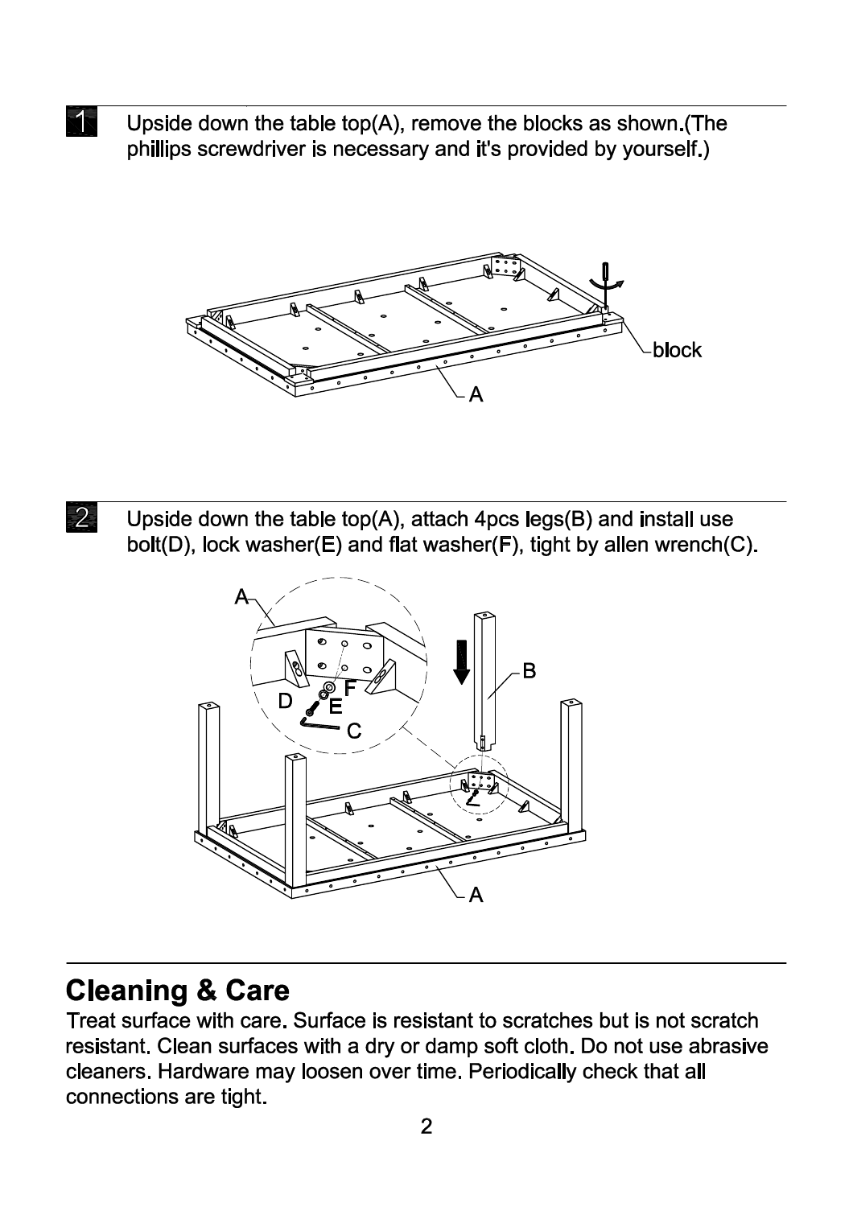1. Upside down the table top(A), remove the blocks as shown.(The phillips screwdriver is necessary and it's provided by yourself.)

2. Upside down the table top(A), attach 4pcs legs(B) and install use bolt(D), lock washer(E) and flat washer(F), tight by allen wrench(C).

## Cleaning & Care

Treat surface with care. Surface is resistant to scratches but is not scratch resistant. Clean surfaces with a dry or damp soft cloth. Do not use abrasive cleaners. Hardware may loosen over time. Periodically check that all connections are tight.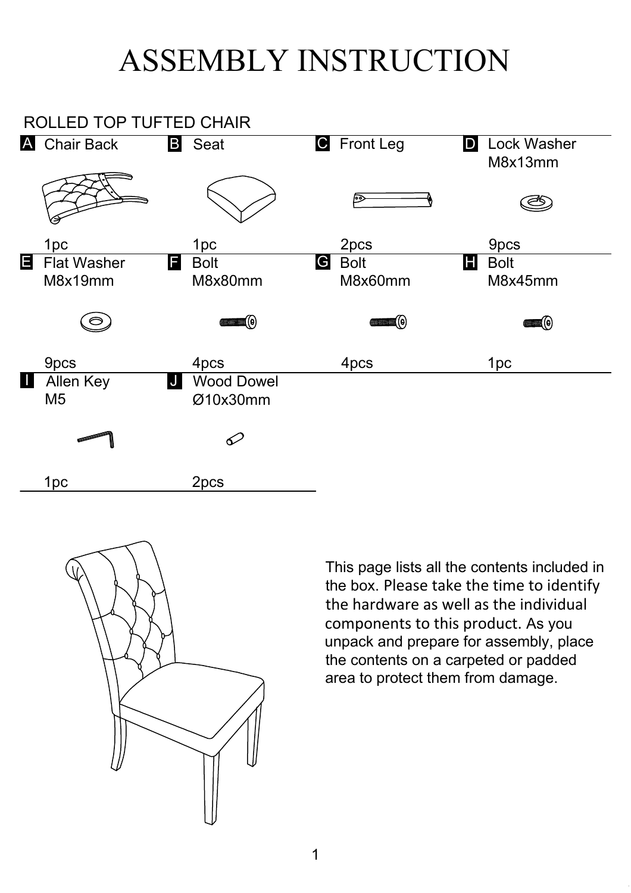# ASSEMBLY INSTRUCTION

## ROLLED TOP TUFTED CHAIR

| Part | Description | Size | Quantity |
| --- | --- | --- | --- |
| A | Chair Back | | 1pc |
| B | Seat | | 1pc |
| C | Front Leg | | 2pcs |
| D | Lock Washer | M8x13mm | 9pcs |
| E | Flat Washer | M8x19mm | 9pcs |
| F | Bolt | M8x80mm | 4pcs |
| G | Bolt | M8x60mm | 4pcs |
| H | Bolt | M8x45mm | 1pc |
| I | Allen Key | M5 | 1pc |
| J | Wood Dowel | Ø10x30mm | 2pcs |

This page lists all the contents included in the box. Please take the time to identify the hardware as well as the individual components to this product. As you unpack and prepare for assembly, place the contents on a carpeted or padded area to protect them from damage.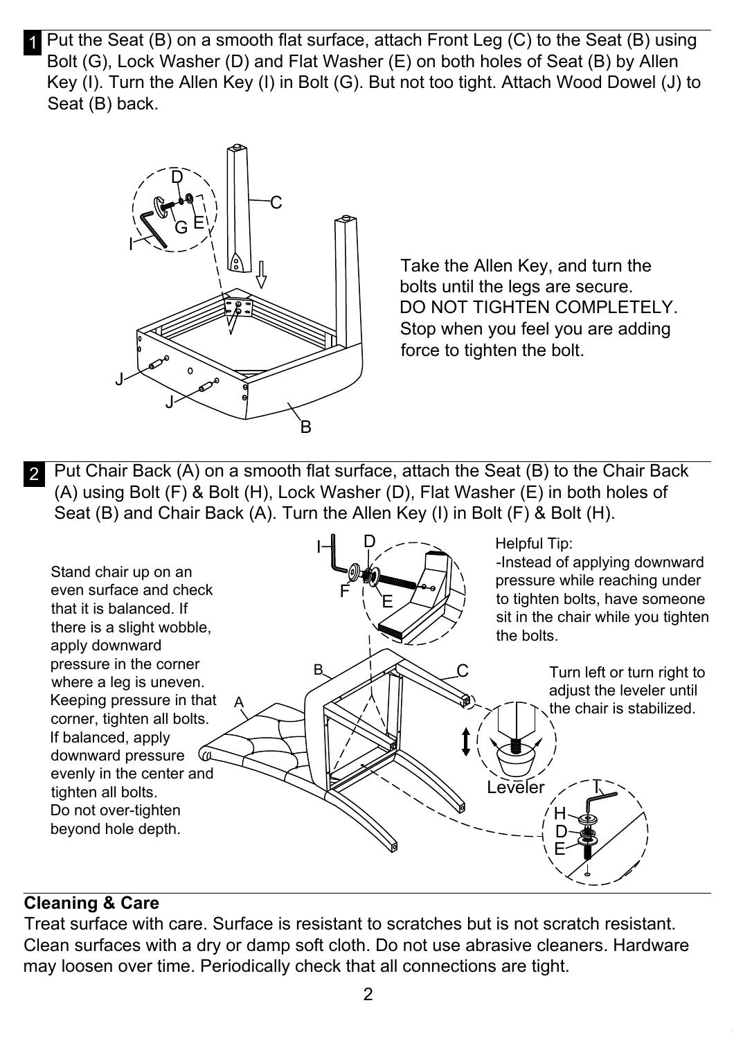**1** Put the Seat (B) on a smooth flat surface, attach Front Leg (C) to the Seat (B) using Bolt (G), Lock Washer (D) and Flat Washer (E) on both holes of Seat (B) by Allen Key (I). Turn the Allen Key (I) in Bolt (G). But not too tight. Attach Wood Dowel (J) to Seat (B) back.

D
C
G E
I
J
J
B

Take the Allen Key, and turn the bolts until the legs are secure.
DO NOT TIGHTEN COMPLETELY.
Stop when you feel you are adding force to tighten the bolt.

**2** Put Chair Back (A) on a smooth flat surface, attach the Seat (B) to the Chair Back (A) using Bolt (F) & Bolt (H), Lock Washer (D), Flat Washer (E) in both holes of Seat (B) and Chair Back (A). Turn the Allen Key (I) in Bolt (F) & Bolt (H).

Stand chair up on an even surface and check that it is balanced. If there is a slight wobble, apply downward pressure in the corner where a leg is uneven. Keeping pressure in that corner, tighten all bolts. If balanced, apply downward pressure evenly in the center and tighten all bolts.
Do not over-tighten beyond hole depth.

I
D
F
E
B
C
A

Helpful Tip:
-Instead of applying downward pressure while reaching under to tighten bolts, have someone sit in the chair while you tighten the bolts.

Turn left or turn right to adjust the leveler until the chair is stabilized.

Leveler
I
H
D
E

**Cleaning & Care**

Treat surface with care. Surface is resistant to scratches but is not scratch resistant. Clean surfaces with a dry or damp soft cloth. Do not use abrasive cleaners. Hardware may loosen over time. Periodically check that all connections are tight.